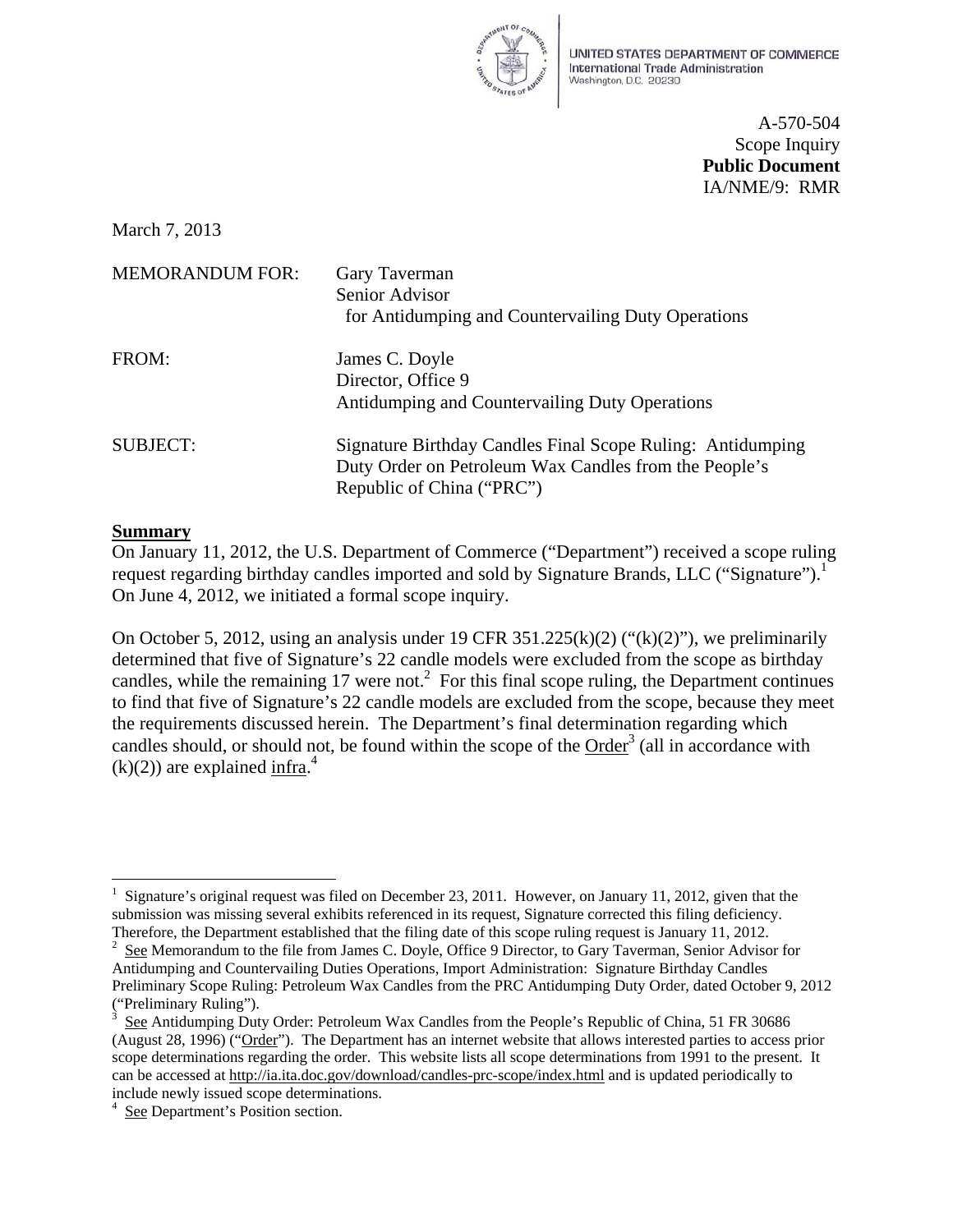UNITED STATES DEPARTMENT OF COMMERCE
International Trade Administration
Washington, D.C. 20230

A-570-504
Scope Inquiry
**Public Document**
IA/NME/9: RMR

March 7, 2013

| | |
|---|---|
| MEMORANDUM FOR: | Gary Taverman<br>Senior Advisor<br>for Antidumping and Countervailing Duty Operations |
| FROM: | James C. Doyle<br>Director, Office 9<br>Antidumping and Countervailing Duty Operations |
| SUBJECT: | Signature Birthday Candles Final Scope Ruling: Antidumping Duty Order on Petroleum Wax Candles from the People's Republic of China ("PRC") |

**Summary**

On January 11, 2012, the U.S. Department of Commerce ("Department") received a scope ruling request regarding birthday candles imported and sold by Signature Brands, LLC ("Signature").[1] On June 4, 2012, we initiated a formal scope inquiry.

On October 5, 2012, using an analysis under 19 CFR 351.225(k)(2) ("(k)(2)"), we preliminarily determined that five of Signature's 22 candle models were excluded from the scope as birthday candles, while the remaining 17 were not.[2] For this final scope ruling, the Department continues to find that five of Signature's 22 candle models are excluded from the scope, because they meet the requirements discussed herein. The Department's final determination regarding which candles should, or should not, be found within the scope of the Order[3] (all in accordance with (k)(2)) are explained infra.[4]

---

[1] Signature's original request was filed on December 23, 2011. However, on January 11, 2012, given that the submission was missing several exhibits referenced in its request, Signature corrected this filing deficiency. Therefore, the Department established that the filing date of this scope ruling request is January 11, 2012.

[2] See Memorandum to the file from James C. Doyle, Office 9 Director, to Gary Taverman, Senior Advisor for Antidumping and Countervailing Duties Operations, Import Administration: Signature Birthday Candles Preliminary Scope Ruling: Petroleum Wax Candles from the PRC Antidumping Duty Order, dated October 9, 2012 ("Preliminary Ruling").

[3] See Antidumping Duty Order: Petroleum Wax Candles from the People's Republic of China, 51 FR 30686 (August 28, 1996) ("Order"). The Department has an internet website that allows interested parties to access prior scope determinations regarding the order. This website lists all scope determinations from 1991 to the present. It can be accessed at http://ia.ita.doc.gov/download/candles-prc-scope/index.html and is updated periodically to include newly issued scope determinations.

[4] See Department's Position section.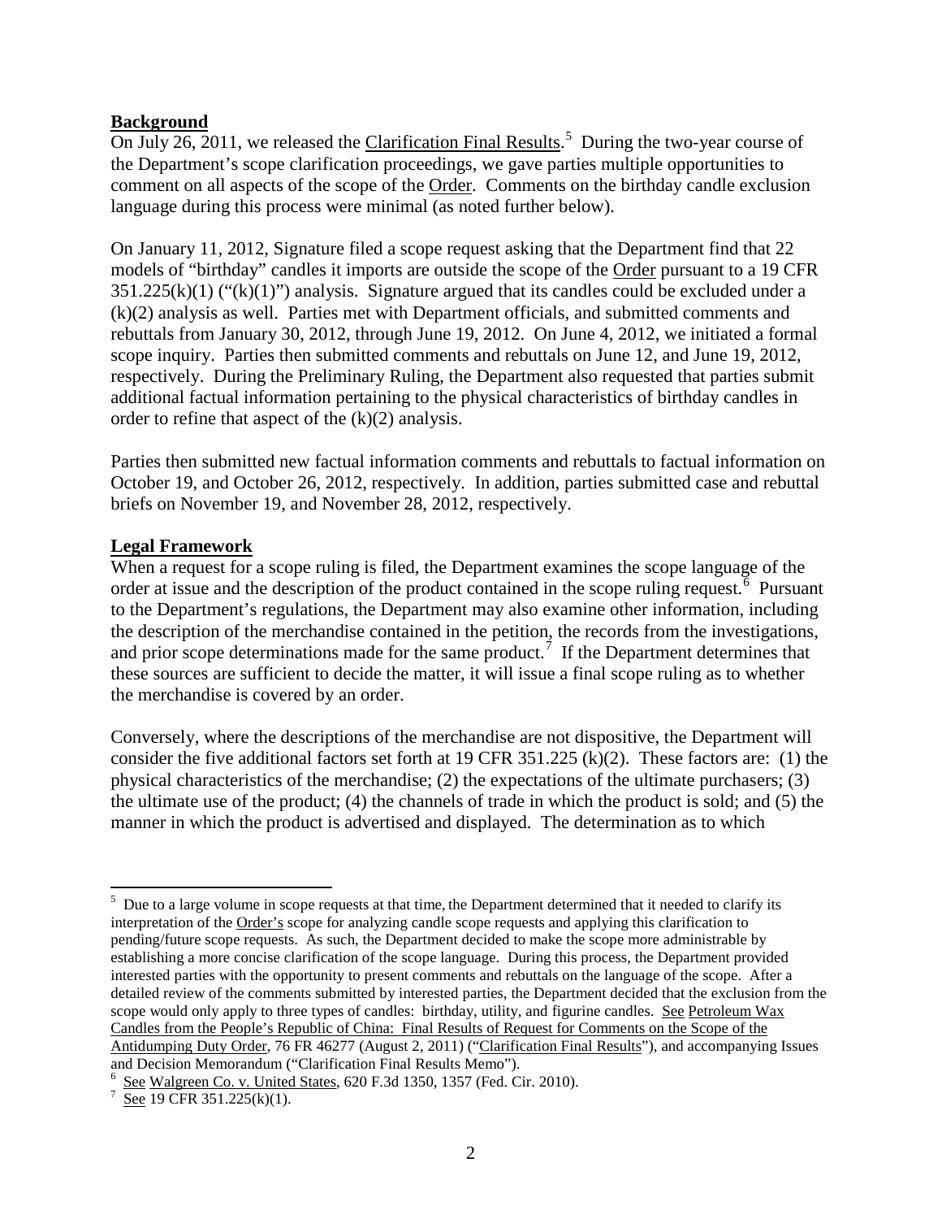**Background**

On July 26, 2011, we released the Clarification Final Results.[5] During the two-year course of the Department's scope clarification proceedings, we gave parties multiple opportunities to comment on all aspects of the scope of the Order. Comments on the birthday candle exclusion language during this process were minimal (as noted further below).

On January 11, 2012, Signature filed a scope request asking that the Department find that 22 models of "birthday" candles it imports are outside the scope of the Order pursuant to a 19 CFR 351.225(k)(1) ("(k)(1)") analysis. Signature argued that its candles could be excluded under a (k)(2) analysis as well. Parties met with Department officials, and submitted comments and rebuttals from January 30, 2012, through June 19, 2012. On June 4, 2012, we initiated a formal scope inquiry. Parties then submitted comments and rebuttals on June 12, and June 19, 2012, respectively. During the Preliminary Ruling, the Department also requested that parties submit additional factual information pertaining to the physical characteristics of birthday candles in order to refine that aspect of the (k)(2) analysis.

Parties then submitted new factual information comments and rebuttals to factual information on October 19, and October 26, 2012, respectively. In addition, parties submitted case and rebuttal briefs on November 19, and November 28, 2012, respectively.

**Legal Framework**

When a request for a scope ruling is filed, the Department examines the scope language of the order at issue and the description of the product contained in the scope ruling request.[6] Pursuant to the Department's regulations, the Department may also examine other information, including the description of the merchandise contained in the petition, the records from the investigations, and prior scope determinations made for the same product.[7] If the Department determines that these sources are sufficient to decide the matter, it will issue a final scope ruling as to whether the merchandise is covered by an order.

Conversely, where the descriptions of the merchandise are not dispositive, the Department will consider the five additional factors set forth at 19 CFR 351.225 (k)(2). These factors are: (1) the physical characteristics of the merchandise; (2) the expectations of the ultimate purchasers; (3) the ultimate use of the product; (4) the channels of trade in which the product is sold; and (5) the manner in which the product is advertised and displayed. The determination as to which

---

[5] Due to a large volume in scope requests at that time, the Department determined that it needed to clarify its interpretation of the Order's scope for analyzing candle scope requests and applying this clarification to pending/future scope requests. As such, the Department decided to make the scope more administrable by establishing a more concise clarification of the scope language. During this process, the Department provided interested parties with the opportunity to present comments and rebuttals on the language of the scope. After a detailed review of the comments submitted by interested parties, the Department decided that the exclusion from the scope would only apply to three types of candles: birthday, utility, and figurine candles. See Petroleum Wax Candles from the People's Republic of China: Final Results of Request for Comments on the Scope of the Antidumping Duty Order, 76 FR 46277 (August 2, 2011) ("Clarification Final Results"), and accompanying Issues and Decision Memorandum ("Clarification Final Results Memo").

[6] See Walgreen Co. v. United States, 620 F.3d 1350, 1357 (Fed. Cir. 2010).

[7] See 19 CFR 351.225(k)(1).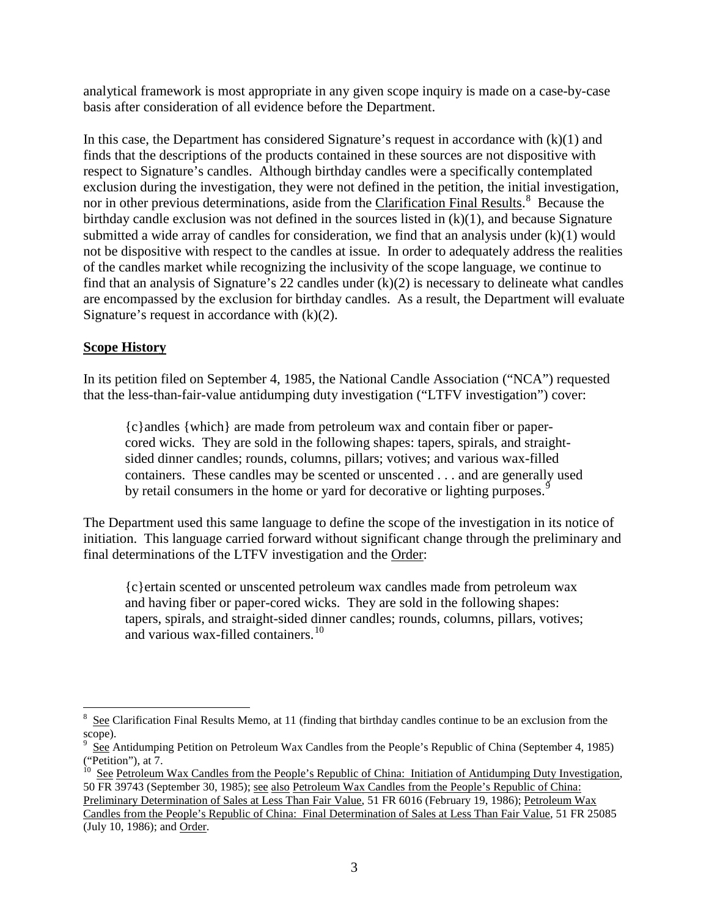analytical framework is most appropriate in any given scope inquiry is made on a case-by-case basis after consideration of all evidence before the Department.

In this case, the Department has considered Signature's request in accordance with (k)(1) and finds that the descriptions of the products contained in these sources are not dispositive with respect to Signature's candles. Although birthday candles were a specifically contemplated exclusion during the investigation, they were not defined in the petition, the initial investigation, nor in other previous determinations, aside from the Clarification Final Results.[8] Because the birthday candle exclusion was not defined in the sources listed in (k)(1), and because Signature submitted a wide array of candles for consideration, we find that an analysis under (k)(1) would not be dispositive with respect to the candles at issue. In order to adequately address the realities of the candles market while recognizing the inclusivity of the scope language, we continue to find that an analysis of Signature's 22 candles under (k)(2) is necessary to delineate what candles are encompassed by the exclusion for birthday candles. As a result, the Department will evaluate Signature's request in accordance with (k)(2).

## Scope History

In its petition filed on September 4, 1985, the National Candle Association ("NCA") requested that the less-than-fair-value antidumping duty investigation ("LTFV investigation") cover:

> {c}andles {which} are made from petroleum wax and contain fiber or paper-cored wicks. They are sold in the following shapes: tapers, spirals, and straight-sided dinner candles; rounds, columns, pillars; votives; and various wax-filled containers. These candles may be scented or unscented . . . and are generally used by retail consumers in the home or yard for decorative or lighting purposes.[9]

The Department used this same language to define the scope of the investigation in its notice of initiation. This language carried forward without significant change through the preliminary and final determinations of the LTFV investigation and the Order:

> {c}ertain scented or unscented petroleum wax candles made from petroleum wax and having fiber or paper-cored wicks. They are sold in the following shapes: tapers, spirals, and straight-sided dinner candles; rounds, columns, pillars, votives; and various wax-filled containers.[10]

---

[8] See Clarification Final Results Memo, at 11 (finding that birthday candles continue to be an exclusion from the scope).

[9] See Antidumping Petition on Petroleum Wax Candles from the People's Republic of China (September 4, 1985) ("Petition"), at 7.

[10] See Petroleum Wax Candles from the People's Republic of China: Initiation of Antidumping Duty Investigation, 50 FR 39743 (September 30, 1985); see also Petroleum Wax Candles from the People's Republic of China: Preliminary Determination of Sales at Less Than Fair Value, 51 FR 6016 (February 19, 1986); Petroleum Wax Candles from the People's Republic of China: Final Determination of Sales at Less Than Fair Value, 51 FR 25085 (July 10, 1986); and Order.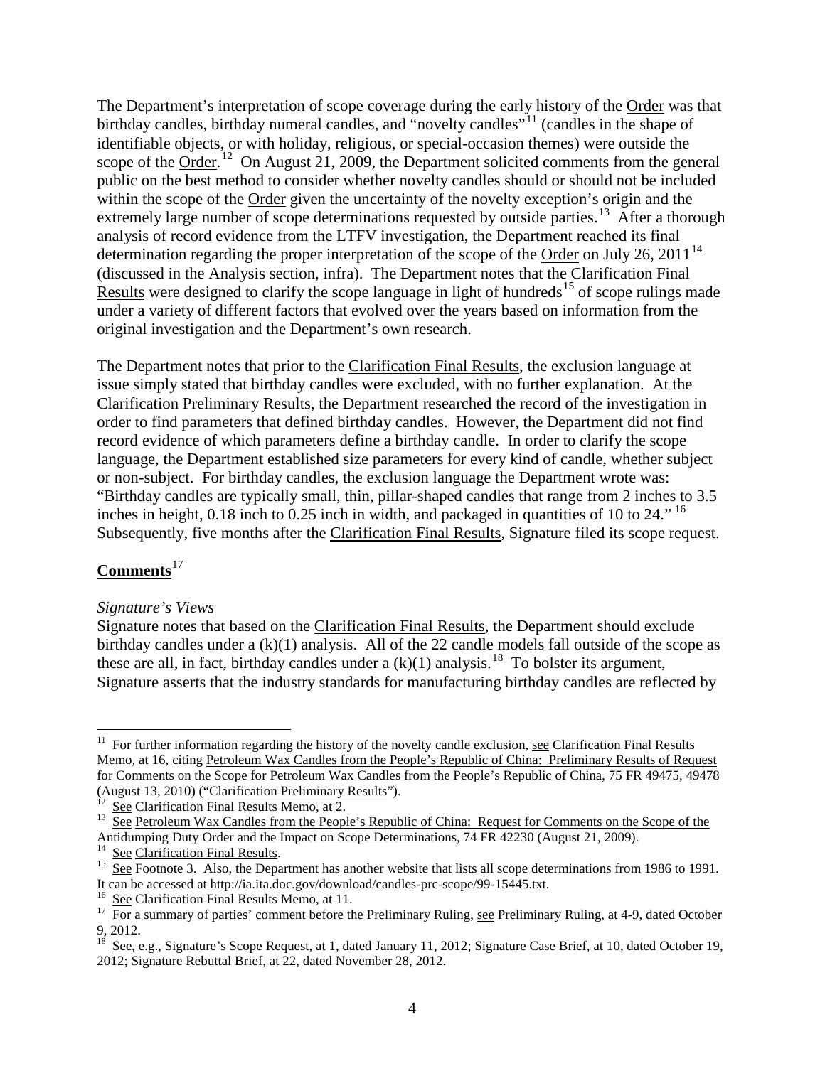The Department's interpretation of scope coverage during the early history of the Order was that birthday candles, birthday numeral candles, and "novelty candles"[11] (candles in the shape of identifiable objects, or with holiday, religious, or special-occasion themes) were outside the scope of the Order.[12] On August 21, 2009, the Department solicited comments from the general public on the best method to consider whether novelty candles should or should not be included within the scope of the Order given the uncertainty of the novelty exception's origin and the extremely large number of scope determinations requested by outside parties.[13] After a thorough analysis of record evidence from the LTFV investigation, the Department reached its final determination regarding the proper interpretation of the scope of the Order on July 26, 2011[14] (discussed in the Analysis section, infra). The Department notes that the Clarification Final Results were designed to clarify the scope language in light of hundreds[15] of scope rulings made under a variety of different factors that evolved over the years based on information from the original investigation and the Department's own research.

The Department notes that prior to the Clarification Final Results, the exclusion language at issue simply stated that birthday candles were excluded, with no further explanation. At the Clarification Preliminary Results, the Department researched the record of the investigation in order to find parameters that defined birthday candles. However, the Department did not find record evidence of which parameters define a birthday candle. In order to clarify the scope language, the Department established size parameters for every kind of candle, whether subject or non-subject. For birthday candles, the exclusion language the Department wrote was: "Birthday candles are typically small, thin, pillar-shaped candles that range from 2 inches to 3.5 inches in height, 0.18 inch to 0.25 inch in width, and packaged in quantities of 10 to 24."[16] Subsequently, five months after the Clarification Final Results, Signature filed its scope request.

## Comments[17]

*Signature's Views*

Signature notes that based on the Clarification Final Results, the Department should exclude birthday candles under a (k)(1) analysis. All of the 22 candle models fall outside of the scope as these are all, in fact, birthday candles under a (k)(1) analysis.[18] To bolster its argument, Signature asserts that the industry standards for manufacturing birthday candles are reflected by

---

[11] For further information regarding the history of the novelty candle exclusion, see Clarification Final Results Memo, at 16, citing Petroleum Wax Candles from the People's Republic of China: Preliminary Results of Request for Comments on the Scope for Petroleum Wax Candles from the People's Republic of China, 75 FR 49475, 49478 (August 13, 2010) ("Clarification Preliminary Results").

[12] See Clarification Final Results Memo, at 2.

[13] See Petroleum Wax Candles from the People's Republic of China: Request for Comments on the Scope of the Antidumping Duty Order and the Impact on Scope Determinations, 74 FR 42230 (August 21, 2009).

[14] See Clarification Final Results.

[15] See Footnote 3. Also, the Department has another website that lists all scope determinations from 1986 to 1991. It can be accessed at http://ia.ita.doc.gov/download/candles-prc-scope/99-15445.txt.

[16] See Clarification Final Results Memo, at 11.

[17] For a summary of parties' comment before the Preliminary Ruling, see Preliminary Ruling, at 4-9, dated October 9, 2012.

[18] See, e.g., Signature's Scope Request, at 1, dated January 11, 2012; Signature Case Brief, at 10, dated October 19, 2012; Signature Rebuttal Brief, at 22, dated November 28, 2012.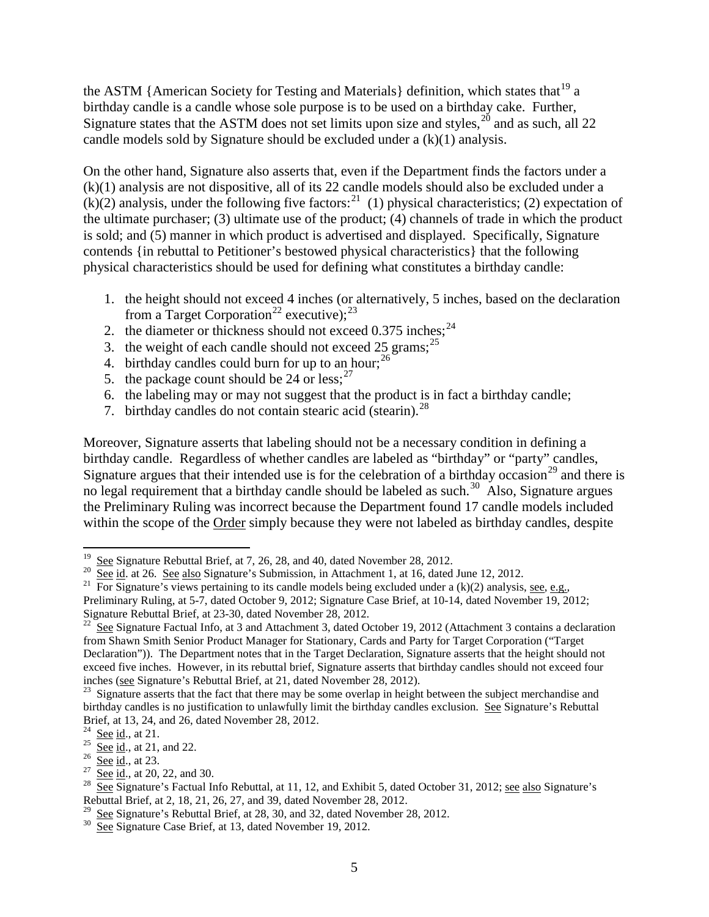the ASTM {American Society for Testing and Materials} definition, which states that[19] a birthday candle is a candle whose sole purpose is to be used on a birthday cake. Further, Signature states that the ASTM does not set limits upon size and styles,[20] and as such, all 22 candle models sold by Signature should be excluded under a (k)(1) analysis.

On the other hand, Signature also asserts that, even if the Department finds the factors under a (k)(1) analysis are not dispositive, all of its 22 candle models should also be excluded under a (k)(2) analysis, under the following five factors:[21] (1) physical characteristics; (2) expectation of the ultimate purchaser; (3) ultimate use of the product; (4) channels of trade in which the product is sold; and (5) manner in which product is advertised and displayed. Specifically, Signature contends {in rebuttal to Petitioner's bestowed physical characteristics} that the following physical characteristics should be used for defining what constitutes a birthday candle:

1. the height should not exceed 4 inches (or alternatively, 5 inches, based on the declaration from a Target Corporation[22] executive);[23]
2. the diameter or thickness should not exceed 0.375 inches;[24]
3. the weight of each candle should not exceed 25 grams;[25]
4. birthday candles could burn for up to an hour;[26]
5. the package count should be 24 or less;[27]
6. the labeling may or may not suggest that the product is in fact a birthday candle;
7. birthday candles do not contain stearic acid (stearin).[28]

Moreover, Signature asserts that labeling should not be a necessary condition in defining a birthday candle. Regardless of whether candles are labeled as "birthday" or "party" candles, Signature argues that their intended use is for the celebration of a birthday occasion[29] and there is no legal requirement that a birthday candle should be labeled as such.[30] Also, Signature argues the Preliminary Ruling was incorrect because the Department found 17 candle models included within the scope of the Order simply because they were not labeled as birthday candles, despite

---

[19] See Signature Rebuttal Brief, at 7, 26, 28, and 40, dated November 28, 2012.

[20] See id. at 26. See also Signature's Submission, in Attachment 1, at 16, dated June 12, 2012.

[21] For Signature's views pertaining to its candle models being excluded under a (k)(2) analysis, see, e.g., Preliminary Ruling, at 5-7, dated October 9, 2012; Signature Case Brief, at 10-14, dated November 19, 2012; Signature Rebuttal Brief, at 23-30, dated November 28, 2012.

[22] See Signature Factual Info, at 3 and Attachment 3, dated October 19, 2012 (Attachment 3 contains a declaration from Shawn Smith Senior Product Manager for Stationary, Cards and Party for Target Corporation ("Target Declaration")). The Department notes that in the Target Declaration, Signature asserts that the height should not exceed five inches. However, in its rebuttal brief, Signature asserts that birthday candles should not exceed four inches (see Signature's Rebuttal Brief, at 21, dated November 28, 2012).

[23] Signature asserts that the fact that there may be some overlap in height between the subject merchandise and birthday candles is no justification to unlawfully limit the birthday candles exclusion. See Signature's Rebuttal Brief, at 13, 24, and 26, dated November 28, 2012.

[24] See id., at 21.

[25] See id., at 21, and 22.

[26] See id., at 23.

[27] See id., at 20, 22, and 30.

[28] See Signature's Factual Info Rebuttal, at 11, 12, and Exhibit 5, dated October 31, 2012; see also Signature's Rebuttal Brief, at 2, 18, 21, 26, 27, and 39, dated November 28, 2012.

[29] See Signature's Rebuttal Brief, at 28, 30, and 32, dated November 28, 2012.

[30] See Signature Case Brief, at 13, dated November 19, 2012.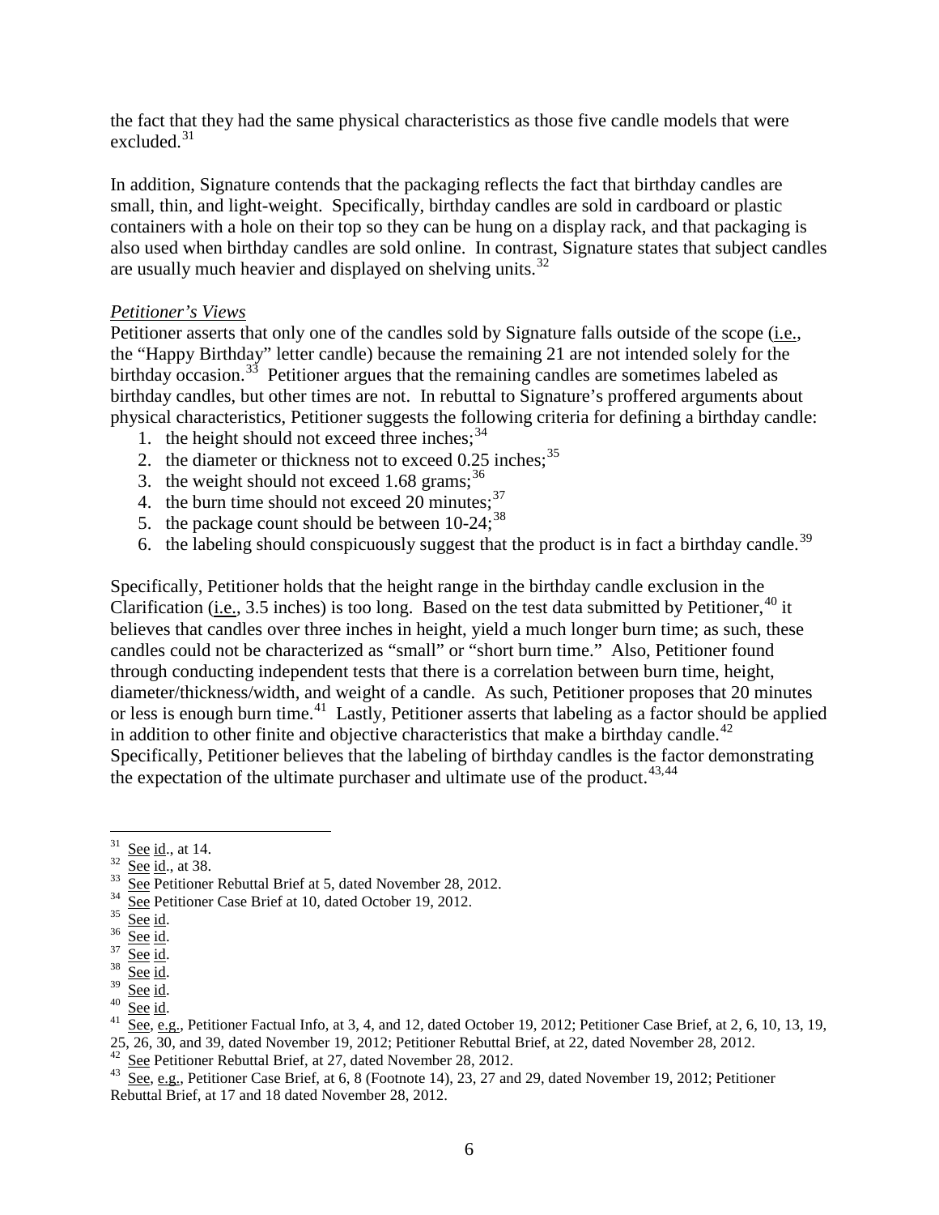the fact that they had the same physical characteristics as those five candle models that were excluded.[31]

In addition, Signature contends that the packaging reflects the fact that birthday candles are small, thin, and light-weight. Specifically, birthday candles are sold in cardboard or plastic containers with a hole on their top so they can be hung on a display rack, and that packaging is also used when birthday candles are sold online. In contrast, Signature states that subject candles are usually much heavier and displayed on shelving units.[32]

*Petitioner's Views*

Petitioner asserts that only one of the candles sold by Signature falls outside of the scope (i.e., the "Happy Birthday" letter candle) because the remaining 21 are not intended solely for the birthday occasion.[33] Petitioner argues that the remaining candles are sometimes labeled as birthday candles, but other times are not. In rebuttal to Signature's proffered arguments about physical characteristics, Petitioner suggests the following criteria for defining a birthday candle:

1. the height should not exceed three inches;[34]
2. the diameter or thickness not to exceed 0.25 inches;[35]
3. the weight should not exceed 1.68 grams;[36]
4. the burn time should not exceed 20 minutes;[37]
5. the package count should be between 10-24;[38]
6. the labeling should conspicuously suggest that the product is in fact a birthday candle.[39]

Specifically, Petitioner holds that the height range in the birthday candle exclusion in the Clarification (i.e., 3.5 inches) is too long. Based on the test data submitted by Petitioner,[40] it believes that candles over three inches in height, yield a much longer burn time; as such, these candles could not be characterized as "small" or "short burn time." Also, Petitioner found through conducting independent tests that there is a correlation between burn time, height, diameter/thickness/width, and weight of a candle. As such, Petitioner proposes that 20 minutes or less is enough burn time.[41] Lastly, Petitioner asserts that labeling as a factor should be applied in addition to other finite and objective characteristics that make a birthday candle.[42] Specifically, Petitioner believes that the labeling of birthday candles is the factor demonstrating the expectation of the ultimate purchaser and ultimate use of the product.[43,44]

---

[31] See id., at 14.
[32] See id., at 38.
[33] See Petitioner Rebuttal Brief at 5, dated November 28, 2012.
[34] See Petitioner Case Brief at 10, dated October 19, 2012.
[35] See id.
[36] See id.
[37] See id.
[38] See id.
[39] See id.
[40] See id.
[41] See, e.g., Petitioner Factual Info, at 3, 4, and 12, dated October 19, 2012; Petitioner Case Brief, at 2, 6, 10, 13, 19, 25, 26, 30, and 39, dated November 19, 2012; Petitioner Rebuttal Brief, at 22, dated November 28, 2012.
[42] See Petitioner Rebuttal Brief, at 27, dated November 28, 2012.
[43] See, e.g., Petitioner Case Brief, at 6, 8 (Footnote 14), 23, 27 and 29, dated November 19, 2012; Petitioner Rebuttal Brief, at 17 and 18 dated November 28, 2012.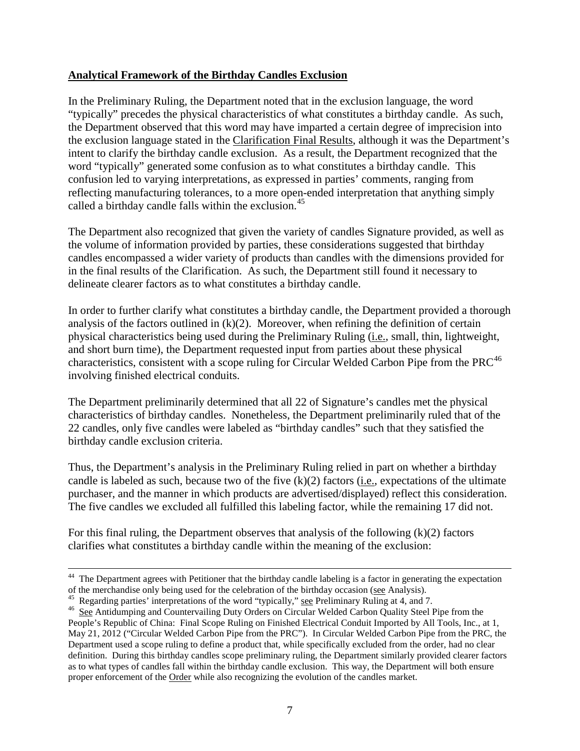**Analytical Framework of the Birthday Candles Exclusion**

In the Preliminary Ruling, the Department noted that in the exclusion language, the word "typically" precedes the physical characteristics of what constitutes a birthday candle. As such, the Department observed that this word may have imparted a certain degree of imprecision into the exclusion language stated in the Clarification Final Results, although it was the Department's intent to clarify the birthday candle exclusion. As a result, the Department recognized that the word "typically" generated some confusion as to what constitutes a birthday candle. This confusion led to varying interpretations, as expressed in parties' comments, ranging from reflecting manufacturing tolerances, to a more open-ended interpretation that anything simply called a birthday candle falls within the exclusion.[45]

The Department also recognized that given the variety of candles Signature provided, as well as the volume of information provided by parties, these considerations suggested that birthday candles encompassed a wider variety of products than candles with the dimensions provided for in the final results of the Clarification. As such, the Department still found it necessary to delineate clearer factors as to what constitutes a birthday candle.

In order to further clarify what constitutes a birthday candle, the Department provided a thorough analysis of the factors outlined in (k)(2). Moreover, when refining the definition of certain physical characteristics being used during the Preliminary Ruling (i.e., small, thin, lightweight, and short burn time), the Department requested input from parties about these physical characteristics, consistent with a scope ruling for Circular Welded Carbon Pipe from the PRC[46] involving finished electrical conduits.

The Department preliminarily determined that all 22 of Signature's candles met the physical characteristics of birthday candles. Nonetheless, the Department preliminarily ruled that of the 22 candles, only five candles were labeled as "birthday candles" such that they satisfied the birthday candle exclusion criteria.

Thus, the Department's analysis in the Preliminary Ruling relied in part on whether a birthday candle is labeled as such, because two of the five (k)(2) factors (i.e., expectations of the ultimate purchaser, and the manner in which products are advertised/displayed) reflect this consideration. The five candles we excluded all fulfilled this labeling factor, while the remaining 17 did not.

For this final ruling, the Department observes that analysis of the following (k)(2) factors clarifies what constitutes a birthday candle within the meaning of the exclusion:

---

[44] The Department agrees with Petitioner that the birthday candle labeling is a factor in generating the expectation of the merchandise only being used for the celebration of the birthday occasion (see Analysis).

[45] Regarding parties' interpretations of the word "typically," see Preliminary Ruling at 4, and 7.

[46] See Antidumping and Countervailing Duty Orders on Circular Welded Carbon Quality Steel Pipe from the People's Republic of China: Final Scope Ruling on Finished Electrical Conduit Imported by All Tools, Inc., at 1, May 21, 2012 ("Circular Welded Carbon Pipe from the PRC"). In Circular Welded Carbon Pipe from the PRC, the Department used a scope ruling to define a product that, while specifically excluded from the order, had no clear definition. During this birthday candles scope preliminary ruling, the Department similarly provided clearer factors as to what types of candles fall within the birthday candle exclusion. This way, the Department will both ensure proper enforcement of the Order while also recognizing the evolution of the candles market.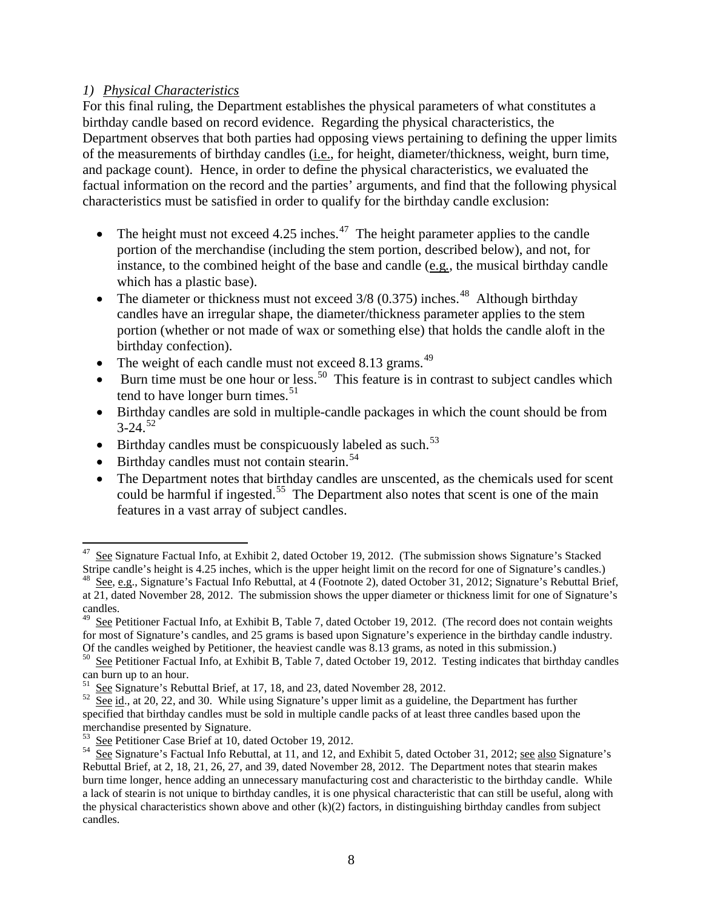*1) Physical Characteristics*

For this final ruling, the Department establishes the physical parameters of what constitutes a birthday candle based on record evidence. Regarding the physical characteristics, the Department observes that both parties had opposing views pertaining to defining the upper limits of the measurements of birthday candles (i.e., for height, diameter/thickness, weight, burn time, and package count). Hence, in order to define the physical characteristics, we evaluated the factual information on the record and the parties' arguments, and find that the following physical characteristics must be satisfied in order to qualify for the birthday candle exclusion:

- The height must not exceed 4.25 inches.[47] The height parameter applies to the candle portion of the merchandise (including the stem portion, described below), and not, for instance, to the combined height of the base and candle (e.g., the musical birthday candle which has a plastic base).
- The diameter or thickness must not exceed 3/8 (0.375) inches.[48] Although birthday candles have an irregular shape, the diameter/thickness parameter applies to the stem portion (whether or not made of wax or something else) that holds the candle aloft in the birthday confection).
- The weight of each candle must not exceed 8.13 grams.[49]
- Burn time must be one hour or less.[50] This feature is in contrast to subject candles which tend to have longer burn times.[51]
- Birthday candles are sold in multiple-candle packages in which the count should be from 3-24.[52]
- Birthday candles must be conspicuously labeled as such.[53]
- Birthday candles must not contain stearin.[54]
- The Department notes that birthday candles are unscented, as the chemicals used for scent could be harmful if ingested.[55] The Department also notes that scent is one of the main features in a vast array of subject candles.

---

[47] See Signature Factual Info, at Exhibit 2, dated October 19, 2012. (The submission shows Signature's Stacked Stripe candle's height is 4.25 inches, which is the upper height limit on the record for one of Signature's candles.)

[48] See, e.g., Signature's Factual Info Rebuttal, at 4 (Footnote 2), dated October 31, 2012; Signature's Rebuttal Brief, at 21, dated November 28, 2012. The submission shows the upper diameter or thickness limit for one of Signature's candles.

[49] See Petitioner Factual Info, at Exhibit B, Table 7, dated October 19, 2012. (The record does not contain weights for most of Signature's candles, and 25 grams is based upon Signature's experience in the birthday candle industry. Of the candles weighed by Petitioner, the heaviest candle was 8.13 grams, as noted in this submission.)

[50] See Petitioner Factual Info, at Exhibit B, Table 7, dated October 19, 2012. Testing indicates that birthday candles can burn up to an hour.

[51] See Signature's Rebuttal Brief, at 17, 18, and 23, dated November 28, 2012.

[52] See id., at 20, 22, and 30. While using Signature's upper limit as a guideline, the Department has further specified that birthday candles must be sold in multiple candle packs of at least three candles based upon the merchandise presented by Signature.

[53] See Petitioner Case Brief at 10, dated October 19, 2012.

[54] See Signature's Factual Info Rebuttal, at 11, and 12, and Exhibit 5, dated October 31, 2012; see also Signature's Rebuttal Brief, at 2, 18, 21, 26, 27, and 39, dated November 28, 2012. The Department notes that stearin makes burn time longer, hence adding an unnecessary manufacturing cost and characteristic to the birthday candle. While a lack of stearin is not unique to birthday candles, it is one physical characteristic that can still be useful, along with the physical characteristics shown above and other (k)(2) factors, in distinguishing birthday candles from subject candles.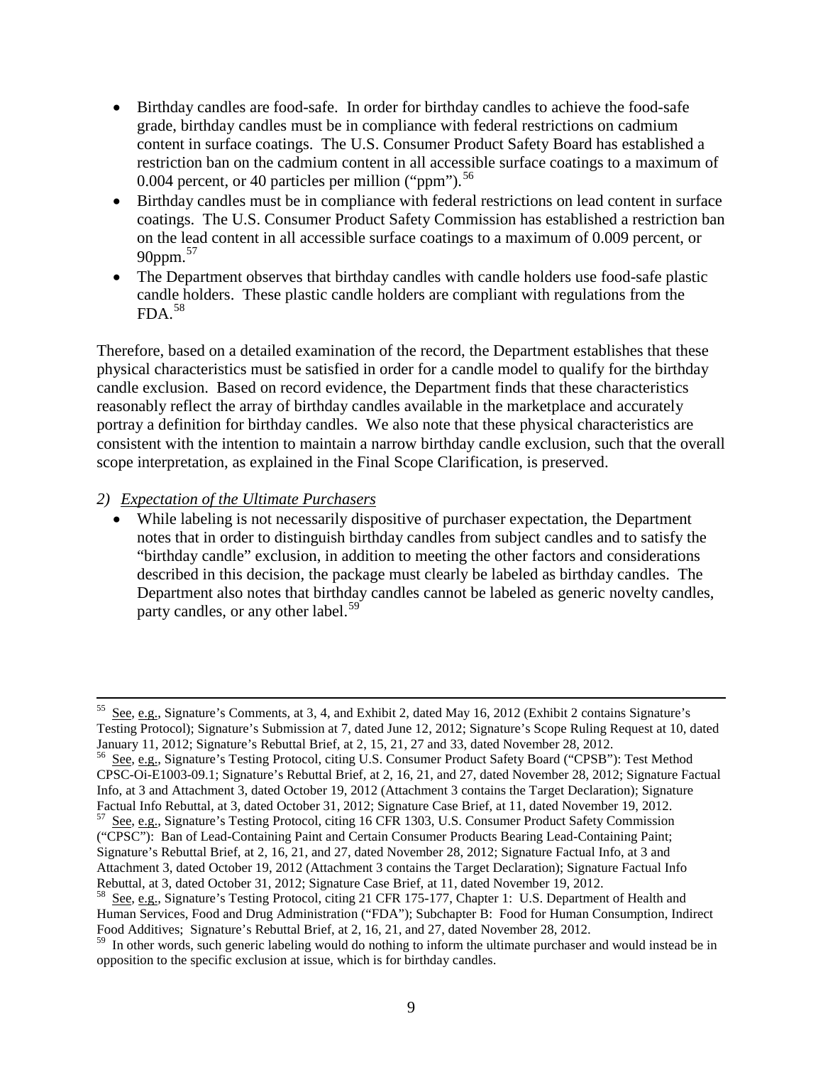- Birthday candles are food-safe. In order for birthday candles to achieve the food-safe grade, birthday candles must be in compliance with federal restrictions on cadmium content in surface coatings. The U.S. Consumer Product Safety Board has established a restriction ban on the cadmium content in all accessible surface coatings to a maximum of 0.004 percent, or 40 particles per million ("ppm").[56]
- Birthday candles must be in compliance with federal restrictions on lead content in surface coatings. The U.S. Consumer Product Safety Commission has established a restriction ban on the lead content in all accessible surface coatings to a maximum of 0.009 percent, or 90ppm.[57]
- The Department observes that birthday candles with candle holders use food-safe plastic candle holders. These plastic candle holders are compliant with regulations from the FDA.[58]

Therefore, based on a detailed examination of the record, the Department establishes that these physical characteristics must be satisfied in order for a candle model to qualify for the birthday candle exclusion. Based on record evidence, the Department finds that these characteristics reasonably reflect the array of birthday candles available in the marketplace and accurately portray a definition for birthday candles. We also note that these physical characteristics are consistent with the intention to maintain a narrow birthday candle exclusion, such that the overall scope interpretation, as explained in the Final Scope Clarification, is preserved.

*2) Expectation of the Ultimate Purchasers*

- While labeling is not necessarily dispositive of purchaser expectation, the Department notes that in order to distinguish birthday candles from subject candles and to satisfy the "birthday candle" exclusion, in addition to meeting the other factors and considerations described in this decision, the package must clearly be labeled as birthday candles. The Department also notes that birthday candles cannot be labeled as generic novelty candles, party candles, or any other label.[59]

---

[55] See, e.g., Signature's Comments, at 3, 4, and Exhibit 2, dated May 16, 2012 (Exhibit 2 contains Signature's Testing Protocol); Signature's Submission at 7, dated June 12, 2012; Signature's Scope Ruling Request at 10, dated January 11, 2012; Signature's Rebuttal Brief, at 2, 15, 21, 27 and 33, dated November 28, 2012.

[56] See, e.g., Signature's Testing Protocol, citing U.S. Consumer Product Safety Board ("CPSB"): Test Method CPSC-Oi-E1003-09.1; Signature's Rebuttal Brief, at 2, 16, 21, and 27, dated November 28, 2012; Signature Factual Info, at 3 and Attachment 3, dated October 19, 2012 (Attachment 3 contains the Target Declaration); Signature Factual Info Rebuttal, at 3, dated October 31, 2012; Signature Case Brief, at 11, dated November 19, 2012.

[57] See, e.g., Signature's Testing Protocol, citing 16 CFR 1303, U.S. Consumer Product Safety Commission ("CPSC"): Ban of Lead-Containing Paint and Certain Consumer Products Bearing Lead-Containing Paint; Signature's Rebuttal Brief, at 2, 16, 21, and 27, dated November 28, 2012; Signature Factual Info, at 3 and Attachment 3, dated October 19, 2012 (Attachment 3 contains the Target Declaration); Signature Factual Info Rebuttal, at 3, dated October 31, 2012; Signature Case Brief, at 11, dated November 19, 2012.

[58] See, e.g., Signature's Testing Protocol, citing 21 CFR 175-177, Chapter 1: U.S. Department of Health and Human Services, Food and Drug Administration ("FDA"); Subchapter B: Food for Human Consumption, Indirect Food Additives; Signature's Rebuttal Brief, at 2, 16, 21, and 27, dated November 28, 2012.

[59] In other words, such generic labeling would do nothing to inform the ultimate purchaser and would instead be in opposition to the specific exclusion at issue, which is for birthday candles.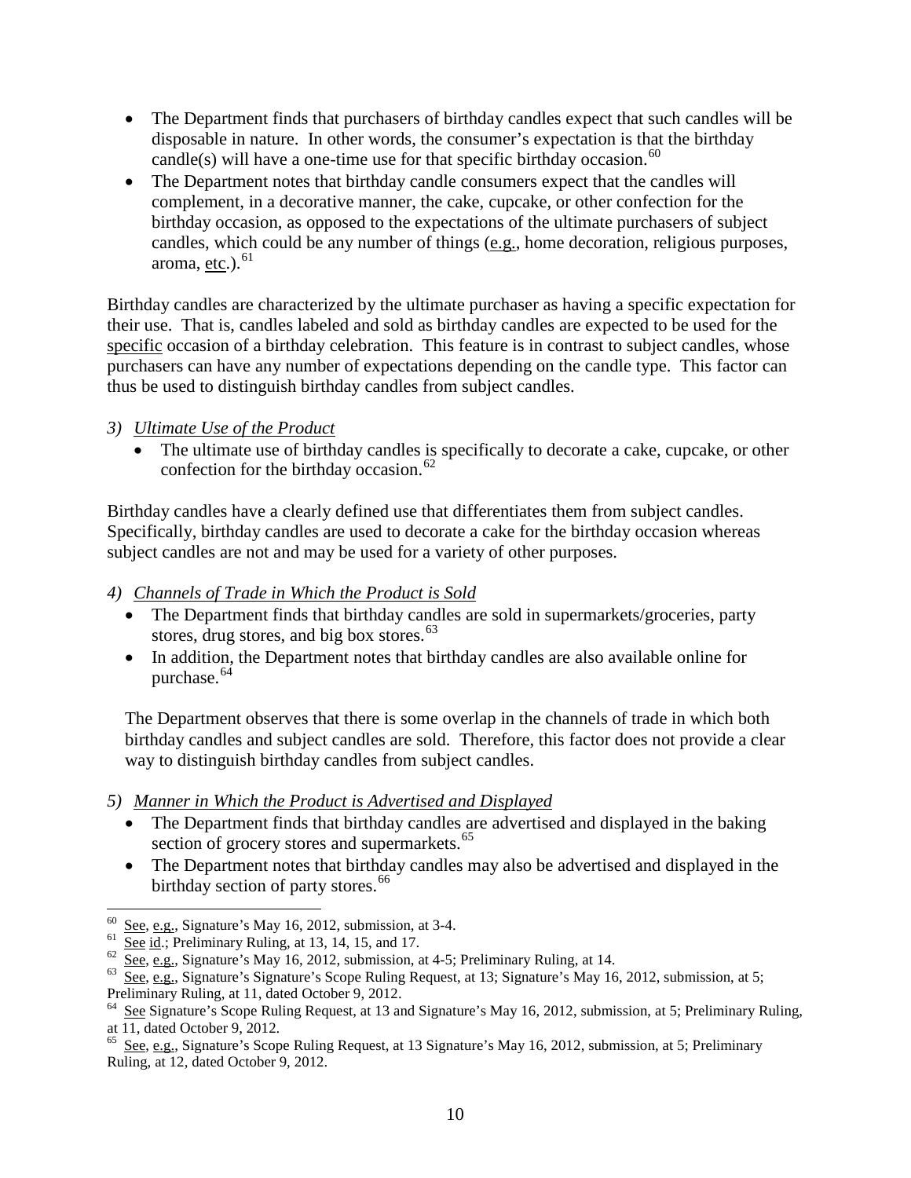- The Department finds that purchasers of birthday candles expect that such candles will be disposable in nature. In other words, the consumer's expectation is that the birthday candle(s) will have a one-time use for that specific birthday occasion.[60]
- The Department notes that birthday candle consumers expect that the candles will complement, in a decorative manner, the cake, cupcake, or other confection for the birthday occasion, as opposed to the expectations of the ultimate purchasers of subject candles, which could be any number of things (e.g., home decoration, religious purposes, aroma, etc.).[61]

Birthday candles are characterized by the ultimate purchaser as having a specific expectation for their use. That is, candles labeled and sold as birthday candles are expected to be used for the specific occasion of a birthday celebration. This feature is in contrast to subject candles, whose purchasers can have any number of expectations depending on the candle type. This factor can thus be used to distinguish birthday candles from subject candles.

*3) Ultimate Use of the Product*

- The ultimate use of birthday candles is specifically to decorate a cake, cupcake, or other confection for the birthday occasion.[62]

Birthday candles have a clearly defined use that differentiates them from subject candles. Specifically, birthday candles are used to decorate a cake for the birthday occasion whereas subject candles are not and may be used for a variety of other purposes.

*4) Channels of Trade in Which the Product is Sold*

- The Department finds that birthday candles are sold in supermarkets/groceries, party stores, drug stores, and big box stores.[63]
- In addition, the Department notes that birthday candles are also available online for purchase.[64]

The Department observes that there is some overlap in the channels of trade in which both birthday candles and subject candles are sold. Therefore, this factor does not provide a clear way to distinguish birthday candles from subject candles.

*5) Manner in Which the Product is Advertised and Displayed*

- The Department finds that birthday candles are advertised and displayed in the baking section of grocery stores and supermarkets.[65]
- The Department notes that birthday candles may also be advertised and displayed in the birthday section of party stores.[66]

---

[60] See, e.g., Signature's May 16, 2012, submission, at 3-4.

[61] See id.; Preliminary Ruling, at 13, 14, 15, and 17.

[62] See, e.g., Signature's May 16, 2012, submission, at 4-5; Preliminary Ruling, at 14.

[63] See, e.g., Signature's Signature's Scope Ruling Request, at 13; Signature's May 16, 2012, submission, at 5; Preliminary Ruling, at 11, dated October 9, 2012.

[64] See Signature's Scope Ruling Request, at 13 and Signature's May 16, 2012, submission, at 5; Preliminary Ruling, at 11, dated October 9, 2012.

[65] See, e.g., Signature's Scope Ruling Request, at 13 Signature's May 16, 2012, submission, at 5; Preliminary Ruling, at 12, dated October 9, 2012.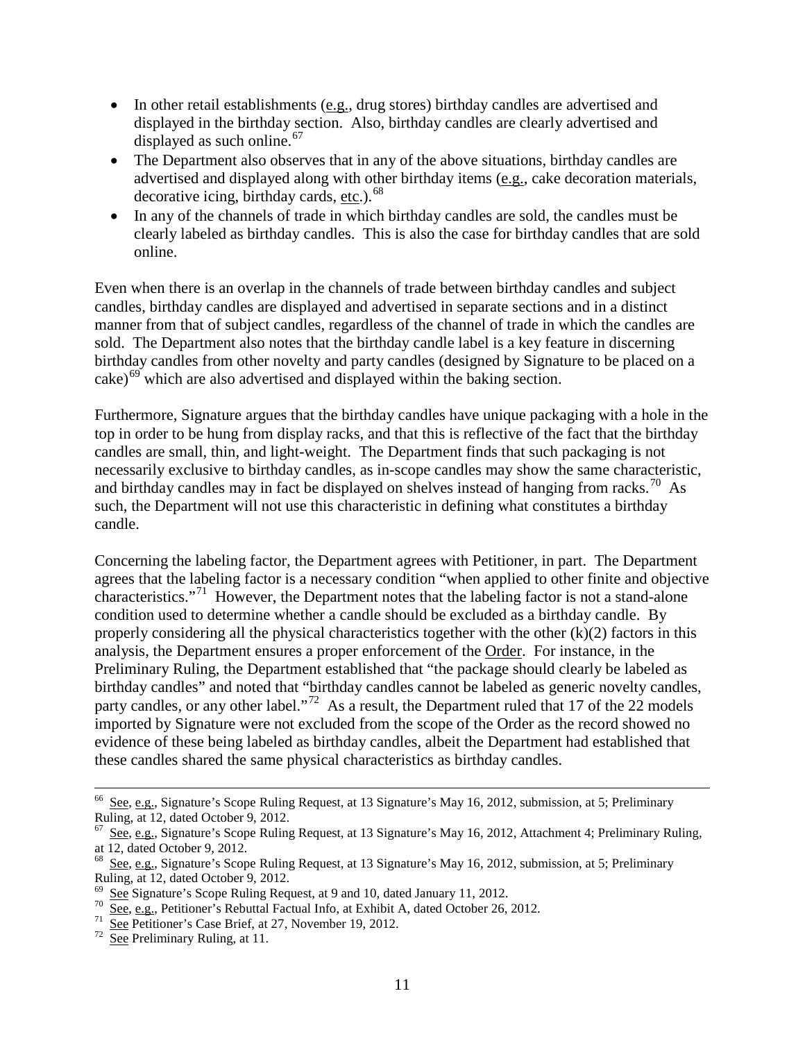- In other retail establishments (e.g., drug stores) birthday candles are advertised and displayed in the birthday section. Also, birthday candles are clearly advertised and displayed as such online.[67]
- The Department also observes that in any of the above situations, birthday candles are advertised and displayed along with other birthday items (e.g., cake decoration materials, decorative icing, birthday cards, etc.).[68]
- In any of the channels of trade in which birthday candles are sold, the candles must be clearly labeled as birthday candles. This is also the case for birthday candles that are sold online.

Even when there is an overlap in the channels of trade between birthday candles and subject candles, birthday candles are displayed and advertised in separate sections and in a distinct manner from that of subject candles, regardless of the channel of trade in which the candles are sold. The Department also notes that the birthday candle label is a key feature in discerning birthday candles from other novelty and party candles (designed by Signature to be placed on a cake)[69] which are also advertised and displayed within the baking section.

Furthermore, Signature argues that the birthday candles have unique packaging with a hole in the top in order to be hung from display racks, and that this is reflective of the fact that the birthday candles are small, thin, and light-weight. The Department finds that such packaging is not necessarily exclusive to birthday candles, as in-scope candles may show the same characteristic, and birthday candles may in fact be displayed on shelves instead of hanging from racks.[70] As such, the Department will not use this characteristic in defining what constitutes a birthday candle.

Concerning the labeling factor, the Department agrees with Petitioner, in part. The Department agrees that the labeling factor is a necessary condition "when applied to other finite and objective characteristics."[71] However, the Department notes that the labeling factor is not a stand-alone condition used to determine whether a candle should be excluded as a birthday candle. By properly considering all the physical characteristics together with the other (k)(2) factors in this analysis, the Department ensures a proper enforcement of the Order. For instance, in the Preliminary Ruling, the Department established that "the package should clearly be labeled as birthday candles" and noted that "birthday candles cannot be labeled as generic novelty candles, party candles, or any other label."[72] As a result, the Department ruled that 17 of the 22 models imported by Signature were not excluded from the scope of the Order as the record showed no evidence of these being labeled as birthday candles, albeit the Department had established that these candles shared the same physical characteristics as birthday candles.

---

[66] See, e.g., Signature's Scope Ruling Request, at 13 Signature's May 16, 2012, submission, at 5; Preliminary Ruling, at 12, dated October 9, 2012.

[67] See, e.g., Signature's Scope Ruling Request, at 13 Signature's May 16, 2012, Attachment 4; Preliminary Ruling, at 12, dated October 9, 2012.

[68] See, e.g., Signature's Scope Ruling Request, at 13 Signature's May 16, 2012, submission, at 5; Preliminary Ruling, at 12, dated October 9, 2012.

[69] See Signature's Scope Ruling Request, at 9 and 10, dated January 11, 2012.

[70] See, e.g., Petitioner's Rebuttal Factual Info, at Exhibit A, dated October 26, 2012.

[71] See Petitioner's Case Brief, at 27, November 19, 2012.

[72] See Preliminary Ruling, at 11.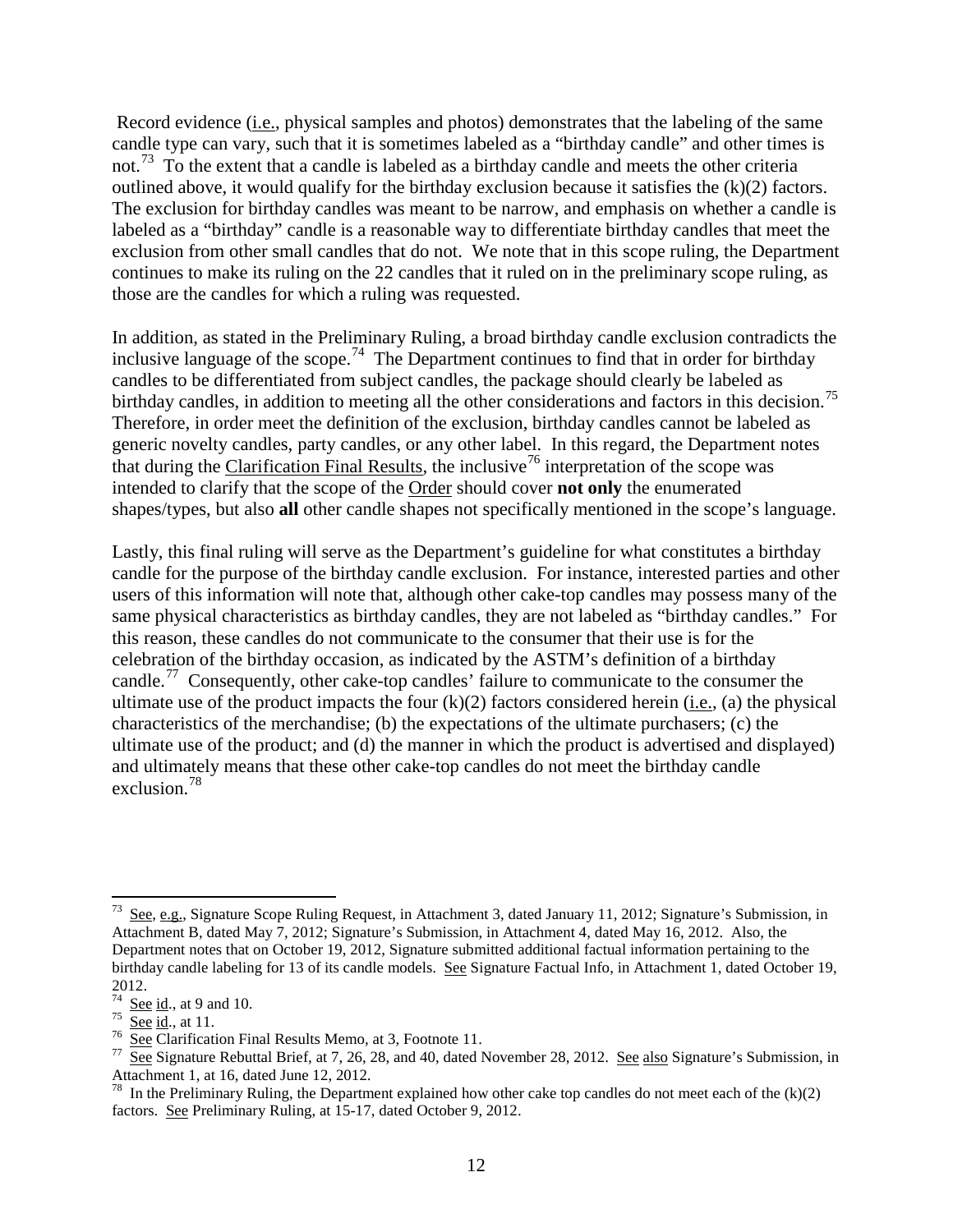Record evidence (i.e., physical samples and photos) demonstrates that the labeling of the same candle type can vary, such that it is sometimes labeled as a "birthday candle" and other times is not.[73] To the extent that a candle is labeled as a birthday candle and meets the other criteria outlined above, it would qualify for the birthday exclusion because it satisfies the (k)(2) factors. The exclusion for birthday candles was meant to be narrow, and emphasis on whether a candle is labeled as a "birthday" candle is a reasonable way to differentiate birthday candles that meet the exclusion from other small candles that do not. We note that in this scope ruling, the Department continues to make its ruling on the 22 candles that it ruled on in the preliminary scope ruling, as those are the candles for which a ruling was requested.

In addition, as stated in the Preliminary Ruling, a broad birthday candle exclusion contradicts the inclusive language of the scope.[74] The Department continues to find that in order for birthday candles to be differentiated from subject candles, the package should clearly be labeled as birthday candles, in addition to meeting all the other considerations and factors in this decision.[75] Therefore, in order meet the definition of the exclusion, birthday candles cannot be labeled as generic novelty candles, party candles, or any other label. In this regard, the Department notes that during the Clarification Final Results, the inclusive[76] interpretation of the scope was intended to clarify that the scope of the Order should cover **not only** the enumerated shapes/types, but also **all** other candle shapes not specifically mentioned in the scope's language.

Lastly, this final ruling will serve as the Department's guideline for what constitutes a birthday candle for the purpose of the birthday candle exclusion. For instance, interested parties and other users of this information will note that, although other cake-top candles may possess many of the same physical characteristics as birthday candles, they are not labeled as "birthday candles." For this reason, these candles do not communicate to the consumer that their use is for the celebration of the birthday occasion, as indicated by the ASTM's definition of a birthday candle.[77] Consequently, other cake-top candles' failure to communicate to the consumer the ultimate use of the product impacts the four (k)(2) factors considered herein (i.e., (a) the physical characteristics of the merchandise; (b) the expectations of the ultimate purchasers; (c) the ultimate use of the product; and (d) the manner in which the product is advertised and displayed) and ultimately means that these other cake-top candles do not meet the birthday candle exclusion.[78]

---

[73] See, e.g., Signature Scope Ruling Request, in Attachment 3, dated January 11, 2012; Signature's Submission, in Attachment B, dated May 7, 2012; Signature's Submission, in Attachment 4, dated May 16, 2012. Also, the Department notes that on October 19, 2012, Signature submitted additional factual information pertaining to the birthday candle labeling for 13 of its candle models. See Signature Factual Info, in Attachment 1, dated October 19, 2012.

[74] See id., at 9 and 10.

[75] See id., at 11.

[76] See Clarification Final Results Memo, at 3, Footnote 11.

[77] See Signature Rebuttal Brief, at 7, 26, 28, and 40, dated November 28, 2012. See also Signature's Submission, in Attachment 1, at 16, dated June 12, 2012.

[78] In the Preliminary Ruling, the Department explained how other cake top candles do not meet each of the (k)(2) factors. See Preliminary Ruling, at 15-17, dated October 9, 2012.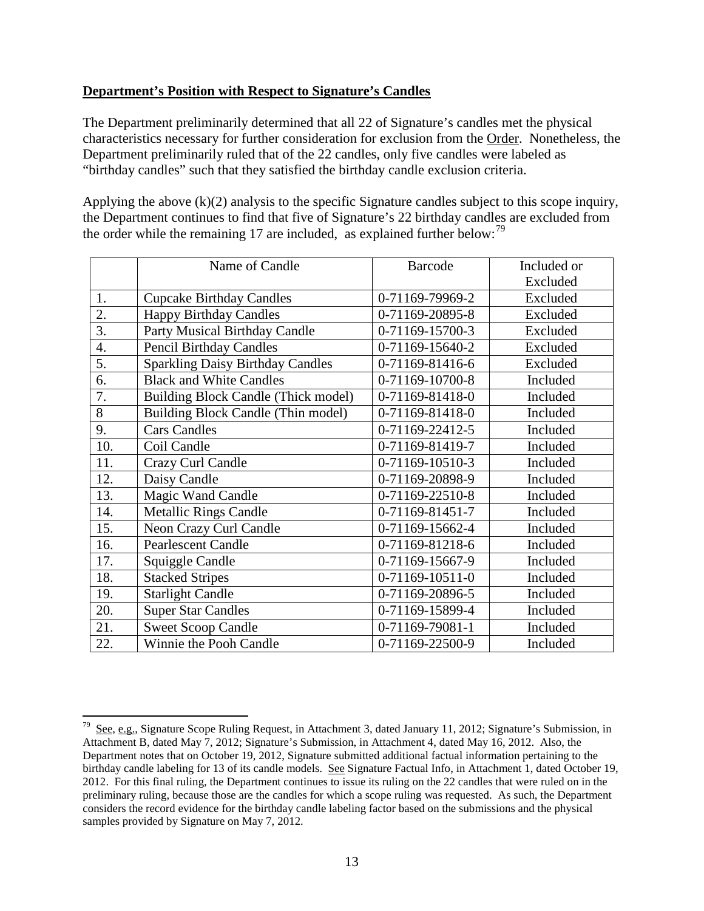**Department's Position with Respect to Signature's Candles**

The Department preliminarily determined that all 22 of Signature's candles met the physical characteristics necessary for further consideration for exclusion from the Order. Nonetheless, the Department preliminarily ruled that of the 22 candles, only five candles were labeled as "birthday candles" such that they satisfied the birthday candle exclusion criteria.

Applying the above (k)(2) analysis to the specific Signature candles subject to this scope inquiry, the Department continues to find that five of Signature's 22 birthday candles are excluded from the order while the remaining 17 are included, as explained further below:[79]

| | Name of Candle | Barcode | Included or Excluded |
|---|---|---|---|
| 1. | Cupcake Birthday Candles | 0-71169-79969-2 | Excluded |
| 2. | Happy Birthday Candles | 0-71169-20895-8 | Excluded |
| 3. | Party Musical Birthday Candle | 0-71169-15700-3 | Excluded |
| 4. | Pencil Birthday Candles | 0-71169-15640-2 | Excluded |
| 5. | Sparkling Daisy Birthday Candles | 0-71169-81416-6 | Excluded |
| 6. | Black and White Candles | 0-71169-10700-8 | Included |
| 7. | Building Block Candle (Thick model) | 0-71169-81418-0 | Included |
| 8 | Building Block Candle (Thin model) | 0-71169-81418-0 | Included |
| 9. | Cars Candles | 0-71169-22412-5 | Included |
| 10. | Coil Candle | 0-71169-81419-7 | Included |
| 11. | Crazy Curl Candle | 0-71169-10510-3 | Included |
| 12. | Daisy Candle | 0-71169-20898-9 | Included |
| 13. | Magic Wand Candle | 0-71169-22510-8 | Included |
| 14. | Metallic Rings Candle | 0-71169-81451-7 | Included |
| 15. | Neon Crazy Curl Candle | 0-71169-15662-4 | Included |
| 16. | Pearlescent Candle | 0-71169-81218-6 | Included |
| 17. | Squiggle Candle | 0-71169-15667-9 | Included |
| 18. | Stacked Stripes | 0-71169-10511-0 | Included |
| 19. | Starlight Candle | 0-71169-20896-5 | Included |
| 20. | Super Star Candles | 0-71169-15899-4 | Included |
| 21. | Sweet Scoop Candle | 0-71169-79081-1 | Included |
| 22. | Winnie the Pooh Candle | 0-71169-22500-9 | Included |

[79] See, e.g., Signature Scope Ruling Request, in Attachment 3, dated January 11, 2012; Signature's Submission, in Attachment B, dated May 7, 2012; Signature's Submission, in Attachment 4, dated May 16, 2012. Also, the Department notes that on October 19, 2012, Signature submitted additional factual information pertaining to the birthday candle labeling for 13 of its candle models. See Signature Factual Info, in Attachment 1, dated October 19, 2012. For this final ruling, the Department continues to issue its ruling on the 22 candles that were ruled on in the preliminary ruling, because those are the candles for which a scope ruling was requested. As such, the Department considers the record evidence for the birthday candle labeling factor based on the submissions and the physical samples provided by Signature on May 7, 2012.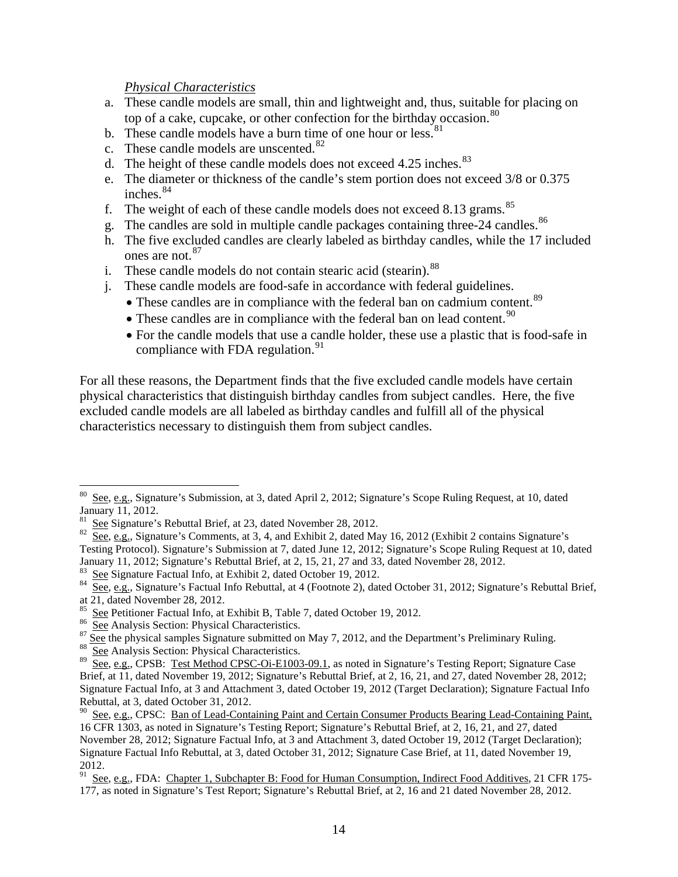*Physical Characteristics*

a. These candle models are small, thin and lightweight and, thus, suitable for placing on top of a cake, cupcake, or other confection for the birthday occasion.[80]
b. These candle models have a burn time of one hour or less.[81]
c. These candle models are unscented.[82]
d. The height of these candle models does not exceed 4.25 inches.[83]
e. The diameter or thickness of the candle's stem portion does not exceed 3/8 or 0.375 inches.[84]
f. The weight of each of these candle models does not exceed 8.13 grams.[85]
g. The candles are sold in multiple candle packages containing three-24 candles.[86]
h. The five excluded candles are clearly labeled as birthday candles, while the 17 included ones are not.[87]
i. These candle models do not contain stearic acid (stearin).[88]
j. These candle models are food-safe in accordance with federal guidelines.
   - These candles are in compliance with the federal ban on cadmium content.[89]
   - These candles are in compliance with the federal ban on lead content.[90]
   - For the candle models that use a candle holder, these use a plastic that is food-safe in compliance with FDA regulation.[91]

For all these reasons, the Department finds that the five excluded candle models have certain physical characteristics that distinguish birthday candles from subject candles. Here, the five excluded candle models are all labeled as birthday candles and fulfill all of the physical characteristics necessary to distinguish them from subject candles.

---

[80] See, e.g., Signature's Submission, at 3, dated April 2, 2012; Signature's Scope Ruling Request, at 10, dated January 11, 2012.

[81] See Signature's Rebuttal Brief, at 23, dated November 28, 2012.

[82] See, e.g., Signature's Comments, at 3, 4, and Exhibit 2, dated May 16, 2012 (Exhibit 2 contains Signature's Testing Protocol). Signature's Submission at 7, dated June 12, 2012; Signature's Scope Ruling Request at 10, dated January 11, 2012; Signature's Rebuttal Brief, at 2, 15, 21, 27 and 33, dated November 28, 2012.

[83] See Signature Factual Info, at Exhibit 2, dated October 19, 2012.

[84] See, e.g., Signature's Factual Info Rebuttal, at 4 (Footnote 2), dated October 31, 2012; Signature's Rebuttal Brief, at 21, dated November 28, 2012.

[85] See Petitioner Factual Info, at Exhibit B, Table 7, dated October 19, 2012.

[86] See Analysis Section: Physical Characteristics.

[87] See the physical samples Signature submitted on May 7, 2012, and the Department's Preliminary Ruling.

[88] See Analysis Section: Physical Characteristics.

[89] See, e.g., CPSB: Test Method CPSC-Oi-E1003-09.1, as noted in Signature's Testing Report; Signature Case Brief, at 11, dated November 19, 2012; Signature's Rebuttal Brief, at 2, 16, 21, and 27, dated November 28, 2012; Signature Factual Info, at 3 and Attachment 3, dated October 19, 2012 (Target Declaration); Signature Factual Info Rebuttal, at 3, dated October 31, 2012.

[90] See, e.g., CPSC: Ban of Lead-Containing Paint and Certain Consumer Products Bearing Lead-Containing Paint, 16 CFR 1303, as noted in Signature's Testing Report; Signature's Rebuttal Brief, at 2, 16, 21, and 27, dated November 28, 2012; Signature Factual Info, at 3 and Attachment 3, dated October 19, 2012 (Target Declaration); Signature Factual Info Rebuttal, at 3, dated October 31, 2012; Signature Case Brief, at 11, dated November 19, 2012.

[91] See, e.g., FDA: Chapter 1, Subchapter B: Food for Human Consumption, Indirect Food Additives, 21 CFR 175-177, as noted in Signature's Test Report; Signature's Rebuttal Brief, at 2, 16 and 21 dated November 28, 2012.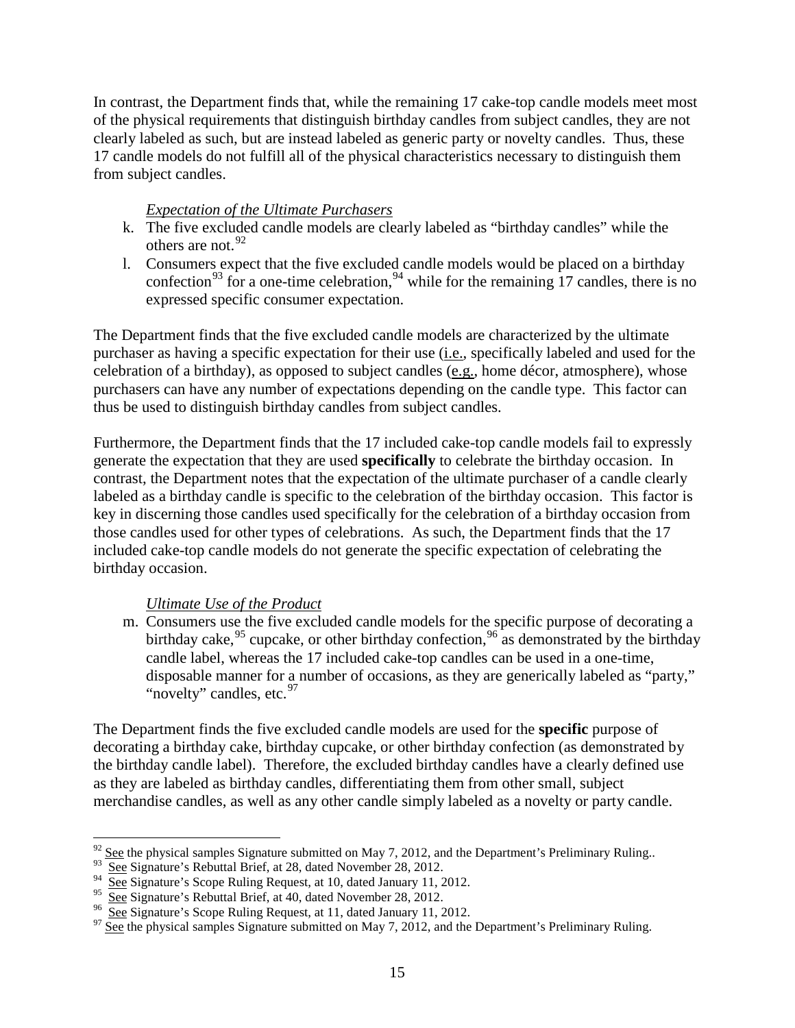In contrast, the Department finds that, while the remaining 17 cake-top candle models meet most of the physical requirements that distinguish birthday candles from subject candles, they are not clearly labeled as such, but are instead labeled as generic party or novelty candles. Thus, these 17 candle models do not fulfill all of the physical characteristics necessary to distinguish them from subject candles.

*Expectation of the Ultimate Purchasers*

k. The five excluded candle models are clearly labeled as "birthday candles" while the others are not.[92]
l. Consumers expect that the five excluded candle models would be placed on a birthday confection[93] for a one-time celebration,[94] while for the remaining 17 candles, there is no expressed specific consumer expectation.

The Department finds that the five excluded candle models are characterized by the ultimate purchaser as having a specific expectation for their use (i.e., specifically labeled and used for the celebration of a birthday), as opposed to subject candles (e.g., home décor, atmosphere), whose purchasers can have any number of expectations depending on the candle type. This factor can thus be used to distinguish birthday candles from subject candles.

Furthermore, the Department finds that the 17 included cake-top candle models fail to expressly generate the expectation that they are used **specifically** to celebrate the birthday occasion. In contrast, the Department notes that the expectation of the ultimate purchaser of a candle clearly labeled as a birthday candle is specific to the celebration of the birthday occasion. This factor is key in discerning those candles used specifically for the celebration of a birthday occasion from those candles used for other types of celebrations. As such, the Department finds that the 17 included cake-top candle models do not generate the specific expectation of celebrating the birthday occasion.

*Ultimate Use of the Product*

m. Consumers use the five excluded candle models for the specific purpose of decorating a birthday cake,[95] cupcake, or other birthday confection,[96] as demonstrated by the birthday candle label, whereas the 17 included cake-top candles can be used in a one-time, disposable manner for a number of occasions, as they are generically labeled as "party," "novelty" candles, etc.[97]

The Department finds the five excluded candle models are used for the **specific** purpose of decorating a birthday cake, birthday cupcake, or other birthday confection (as demonstrated by the birthday candle label). Therefore, the excluded birthday candles have a clearly defined use as they are labeled as birthday candles, differentiating them from other small, subject merchandise candles, as well as any other candle simply labeled as a novelty or party candle.

---

[92] See the physical samples Signature submitted on May 7, 2012, and the Department's Preliminary Ruling..
[93] See Signature's Rebuttal Brief, at 28, dated November 28, 2012.
[94] See Signature's Scope Ruling Request, at 10, dated January 11, 2012.
[95] See Signature's Rebuttal Brief, at 40, dated November 28, 2012.
[96] See Signature's Scope Ruling Request, at 11, dated January 11, 2012.
[97] See the physical samples Signature submitted on May 7, 2012, and the Department's Preliminary Ruling.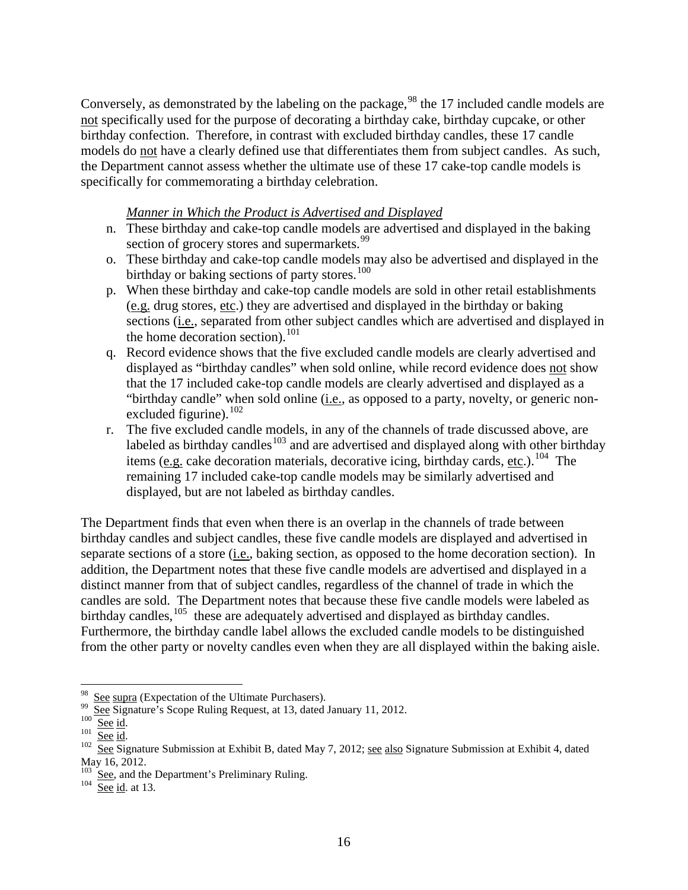Conversely, as demonstrated by the labeling on the package,[98] the 17 included candle models are not specifically used for the purpose of decorating a birthday cake, birthday cupcake, or other birthday confection. Therefore, in contrast with excluded birthday candles, these 17 candle models do not have a clearly defined use that differentiates them from subject candles. As such, the Department cannot assess whether the ultimate use of these 17 cake-top candle models is specifically for commemorating a birthday celebration.

*Manner in Which the Product is Advertised and Displayed*

n. These birthday and cake-top candle models are advertised and displayed in the baking section of grocery stores and supermarkets.[99]
o. These birthday and cake-top candle models may also be advertised and displayed in the birthday or baking sections of party stores.[100]
p. When these birthday and cake-top candle models are sold in other retail establishments (e.g. drug stores, etc.) they are advertised and displayed in the birthday or baking sections (i.e., separated from other subject candles which are advertised and displayed in the home decoration section).[101]
q. Record evidence shows that the five excluded candle models are clearly advertised and displayed as "birthday candles" when sold online, while record evidence does not show that the 17 included cake-top candle models are clearly advertised and displayed as a "birthday candle" when sold online (i.e., as opposed to a party, novelty, or generic non-excluded figurine).[102]
r. The five excluded candle models, in any of the channels of trade discussed above, are labeled as birthday candles[103] and are advertised and displayed along with other birthday items (e.g. cake decoration materials, decorative icing, birthday cards, etc.).[104] The remaining 17 included cake-top candle models may be similarly advertised and displayed, but are not labeled as birthday candles.

The Department finds that even when there is an overlap in the channels of trade between birthday candles and subject candles, these five candle models are displayed and advertised in separate sections of a store (i.e., baking section, as opposed to the home decoration section). In addition, the Department notes that these five candle models are advertised and displayed in a distinct manner from that of subject candles, regardless of the channel of trade in which the candles are sold. The Department notes that because these five candle models were labeled as birthday candles,[105] these are adequately advertised and displayed as birthday candles. Furthermore, the birthday candle label allows the excluded candle models to be distinguished from the other party or novelty candles even when they are all displayed within the baking aisle.

---

[98] See supra (Expectation of the Ultimate Purchasers).
[99] See Signature's Scope Ruling Request, at 13, dated January 11, 2012.
[100] See id.
[101] See id.
[102] See Signature Submission at Exhibit B, dated May 7, 2012; see also Signature Submission at Exhibit 4, dated May 16, 2012.
[103] See, and the Department's Preliminary Ruling.
[104] See id. at 13.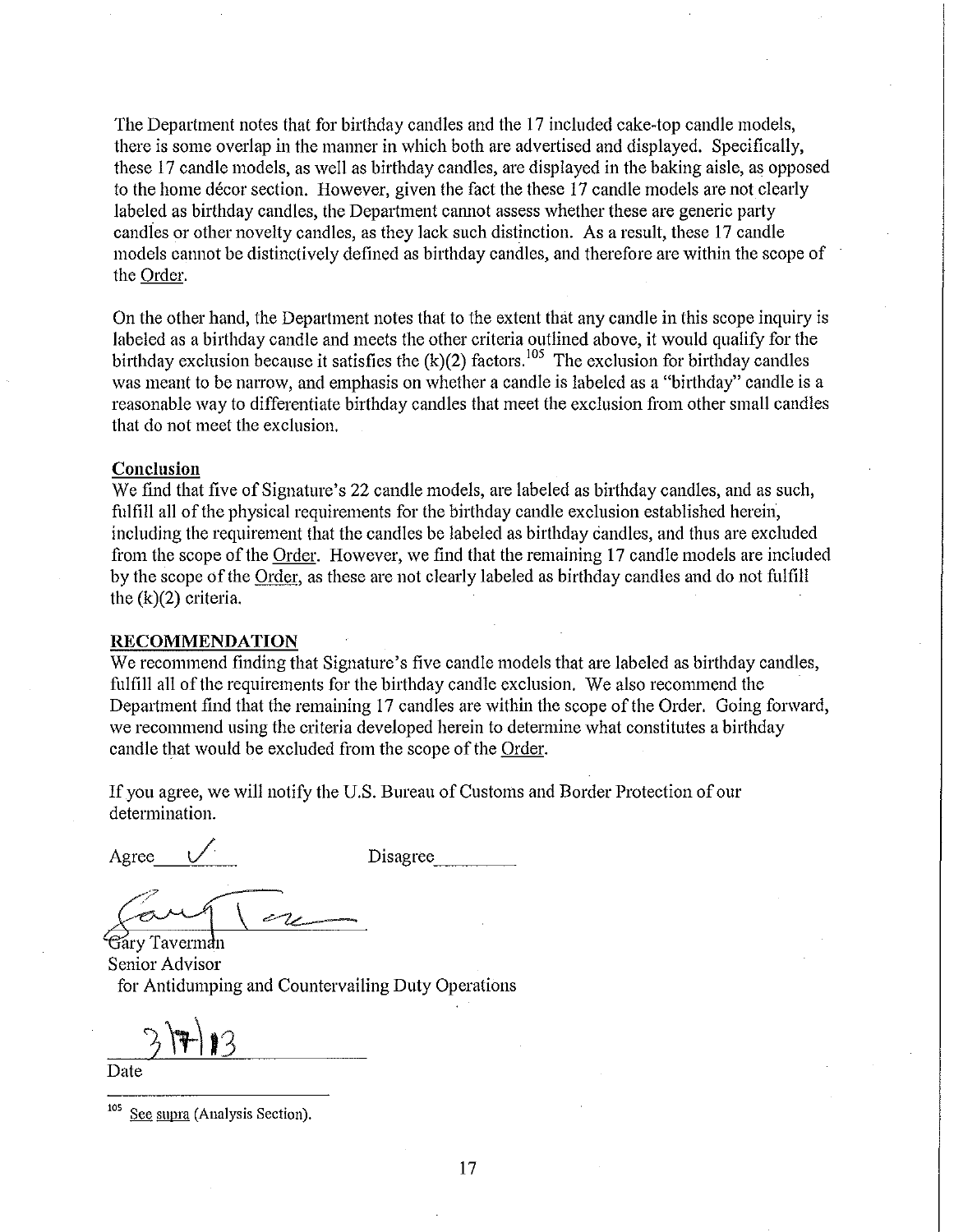The Department notes that for birthday candles and the 17 included cake-top candle models, there is some overlap in the manner in which both are advertised and displayed. Specifically, these 17 candle models, as well as birthday candles, are displayed in the baking aisle, as opposed to the home décor section. However, given the fact the these 17 candle models are not clearly labeled as birthday candles, the Department cannot assess whether these are generic party candles or other novelty candles, as they lack such distinction. As a result, these 17 candle models cannot be distinctively defined as birthday candles, and therefore are within the scope of the Order.

On the other hand, the Department notes that to the extent that any candle in this scope inquiry is labeled as a birthday candle and meets the other criteria outlined above, it would qualify for the birthday exclusion because it satisfies the (k)(2) factors.[105] The exclusion for birthday candles was meant to be narrow, and emphasis on whether a candle is labeled as a "birthday" candle is a reasonable way to differentiate birthday candles that meet the exclusion from other small candles that do not meet the exclusion.

**Conclusion**

We find that five of Signature's 22 candle models, are labeled as birthday candles, and as such, fulfill all of the physical requirements for the birthday candle exclusion established herein, including the requirement that the candles be labeled as birthday candles, and thus are excluded from the scope of the Order. However, we find that the remaining 17 candle models are included by the scope of the Order, as these are not clearly labeled as birthday candles and do not fulfill the (k)(2) criteria.

**RECOMMENDATION**

We recommend finding that Signature's five candle models that are labeled as birthday candles, fulfill all of the requirements for the birthday candle exclusion. We also recommend the Department find that the remaining 17 candles are within the scope of the Order. Going forward, we recommend using the criteria developed herein to determine what constitutes a birthday candle that would be excluded from the scope of the Order.

If you agree, we will notify the U.S. Bureau of Customs and Border Protection of our determination.

Agree ✓ Disagree\_\_\_\_\_\_\_\_

Gary Taverman
Senior Advisor
for Antidumping and Countervailing Duty Operations

3/7/13
Date

[105] See supra (Analysis Section).